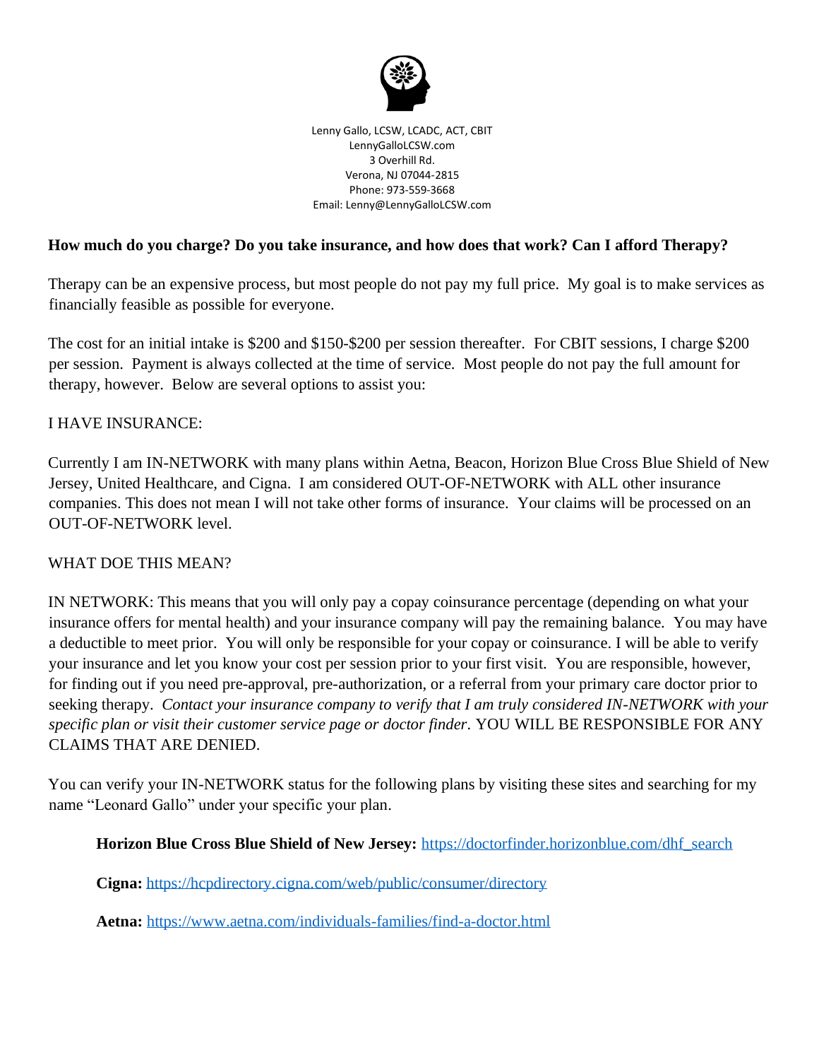Lenny Gallo, LCSW, LCADC, ACT, CBIT
LennyGalloLCSW.com
3 Overhill Rd.
Verona, NJ 07044-2815
Phone: 973-559-3668
Email: Lenny@LennyGalloLCSW.com

**How much do you charge? Do you take insurance, and how does that work? Can I afford Therapy?**

Therapy can be an expensive process, but most people do not pay my full price. My goal is to make services as financially feasible as possible for everyone.

The cost for an initial intake is $200 and $150-$200 per session thereafter. For CBIT sessions, I charge $200 per session. Payment is always collected at the time of service. Most people do not pay the full amount for therapy, however. Below are several options to assist you:

I HAVE INSURANCE:

Currently I am IN-NETWORK with many plans within Aetna, Beacon, Horizon Blue Cross Blue Shield of New Jersey, United Healthcare, and Cigna. I am considered OUT-OF-NETWORK with ALL other insurance companies. This does not mean I will not take other forms of insurance. Your claims will be processed on an OUT-OF-NETWORK level.

WHAT DOE THIS MEAN?

IN NETWORK: This means that you will only pay a copay coinsurance percentage (depending on what your insurance offers for mental health) and your insurance company will pay the remaining balance. You may have a deductible to meet prior. You will only be responsible for your copay or coinsurance. I will be able to verify your insurance and let you know your cost per session prior to your first visit. You are responsible, however, for finding out if you need pre-approval, pre-authorization, or a referral from your primary care doctor prior to seeking therapy. *Contact your insurance company to verify that I am truly considered IN-NETWORK with your specific plan or visit their customer service page or doctor finder.* YOU WILL BE RESPONSIBLE FOR ANY CLAIMS THAT ARE DENIED.

You can verify your IN-NETWORK status for the following plans by visiting these sites and searching for my name "Leonard Gallo" under your specific your plan.

**Horizon Blue Cross Blue Shield of New Jersey:** https://doctorfinder.horizonblue.com/dhf_search

**Cigna:** https://hcpdirectory.cigna.com/web/public/consumer/directory

**Aetna:** https://www.aetna.com/individuals-families/find-a-doctor.html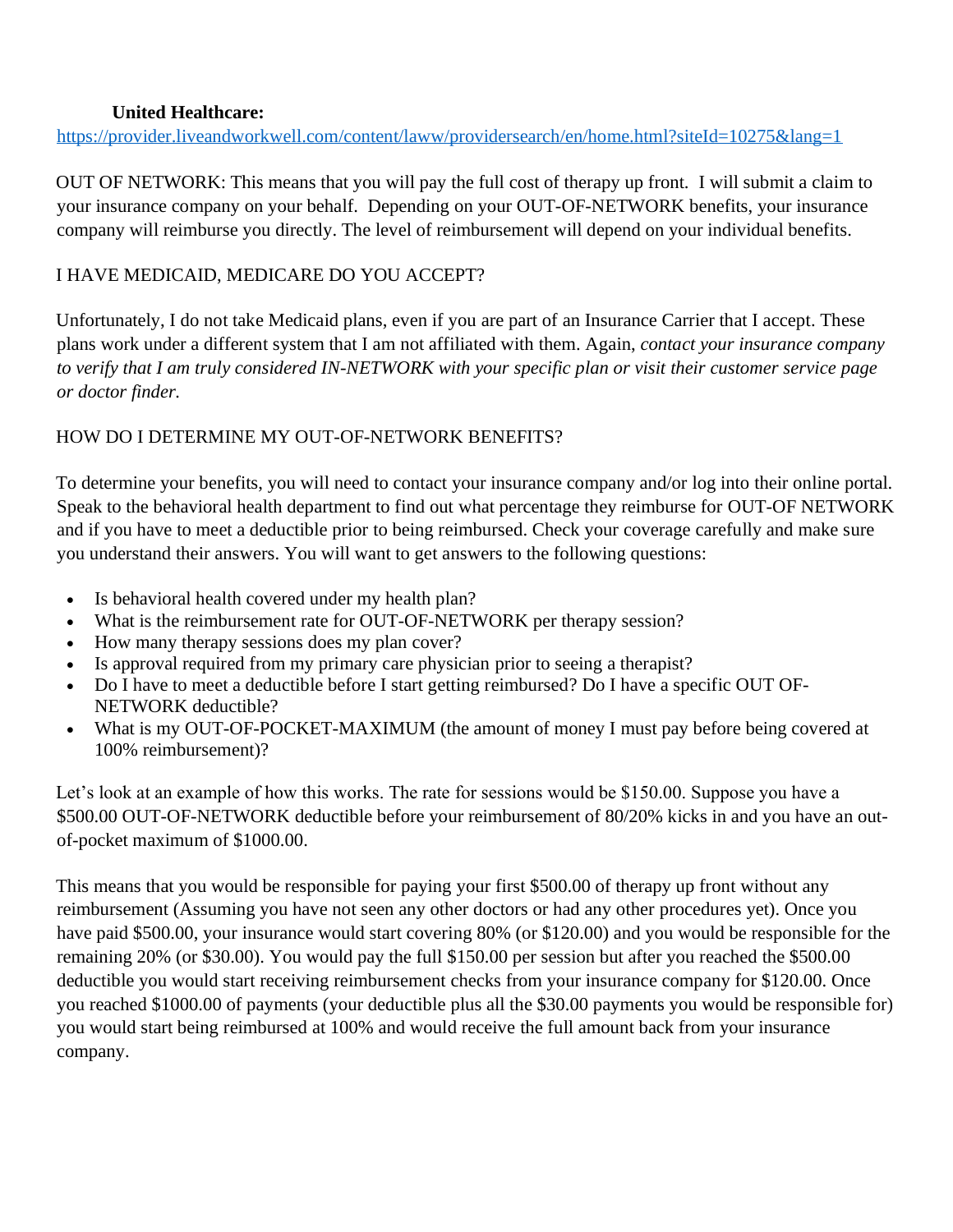**United Healthcare:**
https://provider.liveandworkwell.com/content/laww/providersearch/en/home.html?siteId=10275&lang=1

OUT OF NETWORK: This means that you will pay the full cost of therapy up front. I will submit a claim to your insurance company on your behalf. Depending on your OUT-OF-NETWORK benefits, your insurance company will reimburse you directly. The level of reimbursement will depend on your individual benefits.

I HAVE MEDICAID, MEDICARE DO YOU ACCEPT?

Unfortunately, I do not take Medicaid plans, even if you are part of an Insurance Carrier that I accept. These plans work under a different system that I am not affiliated with them. Again, *contact your insurance company to verify that I am truly considered IN-NETWORK with your specific plan or visit their customer service page or doctor finder.*

HOW DO I DETERMINE MY OUT-OF-NETWORK BENEFITS?

To determine your benefits, you will need to contact your insurance company and/or log into their online portal. Speak to the behavioral health department to find out what percentage they reimburse for OUT-OF NETWORK and if you have to meet a deductible prior to being reimbursed. Check your coverage carefully and make sure you understand their answers. You will want to get answers to the following questions:

- Is behavioral health covered under my health plan?
- What is the reimbursement rate for OUT-OF-NETWORK per therapy session?
- How many therapy sessions does my plan cover?
- Is approval required from my primary care physician prior to seeing a therapist?
- Do I have to meet a deductible before I start getting reimbursed? Do I have a specific OUT OF-NETWORK deductible?
- What is my OUT-OF-POCKET-MAXIMUM (the amount of money I must pay before being covered at 100% reimbursement)?

Let's look at an example of how this works. The rate for sessions would be $150.00. Suppose you have a $500.00 OUT-OF-NETWORK deductible before your reimbursement of 80/20% kicks in and you have an out-of-pocket maximum of $1000.00.

This means that you would be responsible for paying your first $500.00 of therapy up front without any reimbursement (Assuming you have not seen any other doctors or had any other procedures yet). Once you have paid $500.00, your insurance would start covering 80% (or $120.00) and you would be responsible for the remaining 20% (or $30.00). You would pay the full $150.00 per session but after you reached the $500.00 deductible you would start receiving reimbursement checks from your insurance company for $120.00. Once you reached $1000.00 of payments (your deductible plus all the $30.00 payments you would be responsible for) you would start being reimbursed at 100% and would receive the full amount back from your insurance company.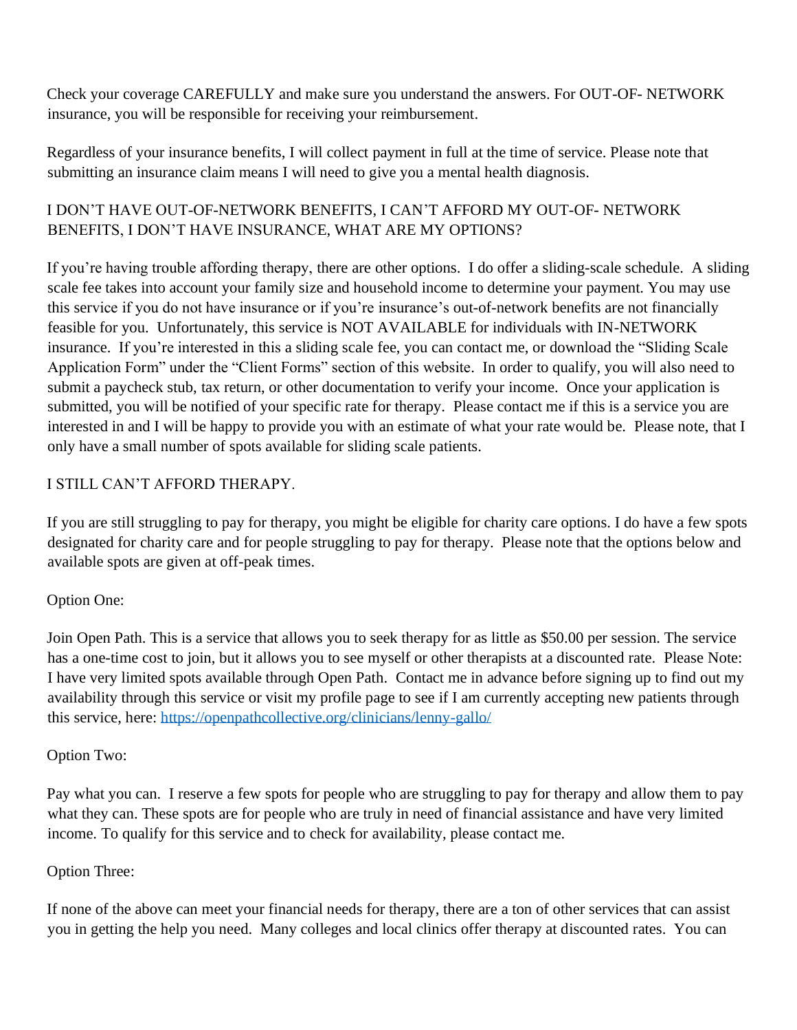Check your coverage CAREFULLY and make sure you understand the answers. For OUT-OF- NETWORK insurance, you will be responsible for receiving your reimbursement.

Regardless of your insurance benefits, I will collect payment in full at the time of service. Please note that submitting an insurance claim means I will need to give you a mental health diagnosis.

## I DON'T HAVE OUT-OF-NETWORK BENEFITS, I CAN'T AFFORD MY OUT-OF- NETWORK BENEFITS, I DON'T HAVE INSURANCE, WHAT ARE MY OPTIONS?

If you're having trouble affording therapy, there are other options. I do offer a sliding-scale schedule. A sliding scale fee takes into account your family size and household income to determine your payment. You may use this service if you do not have insurance or if you're insurance's out-of-network benefits are not financially feasible for you. Unfortunately, this service is NOT AVAILABLE for individuals with IN-NETWORK insurance. If you're interested in this a sliding scale fee, you can contact me, or download the "Sliding Scale Application Form" under the "Client Forms" section of this website. In order to qualify, you will also need to submit a paycheck stub, tax return, or other documentation to verify your income. Once your application is submitted, you will be notified of your specific rate for therapy. Please contact me if this is a service you are interested in and I will be happy to provide you with an estimate of what your rate would be. Please note, that I only have a small number of spots available for sliding scale patients.

## I STILL CAN'T AFFORD THERAPY.

If you are still struggling to pay for therapy, you might be eligible for charity care options. I do have a few spots designated for charity care and for people struggling to pay for therapy. Please note that the options below and available spots are given at off-peak times.

Option One:

Join Open Path. This is a service that allows you to seek therapy for as little as $50.00 per session. The service has a one-time cost to join, but it allows you to see myself or other therapists at a discounted rate. Please Note: I have very limited spots available through Open Path. Contact me in advance before signing up to find out my availability through this service or visit my profile page to see if I am currently accepting new patients through this service, here: [https://openpathcollective.org/clinicians/lenny-gallo/](https://openpathcollective.org/clinicians/lenny-gallo/)

Option Two:

Pay what you can. I reserve a few spots for people who are struggling to pay for therapy and allow them to pay what they can. These spots are for people who are truly in need of financial assistance and have very limited income. To qualify for this service and to check for availability, please contact me.

Option Three:

If none of the above can meet your financial needs for therapy, there are a ton of other services that can assist you in getting the help you need. Many colleges and local clinics offer therapy at discounted rates. You can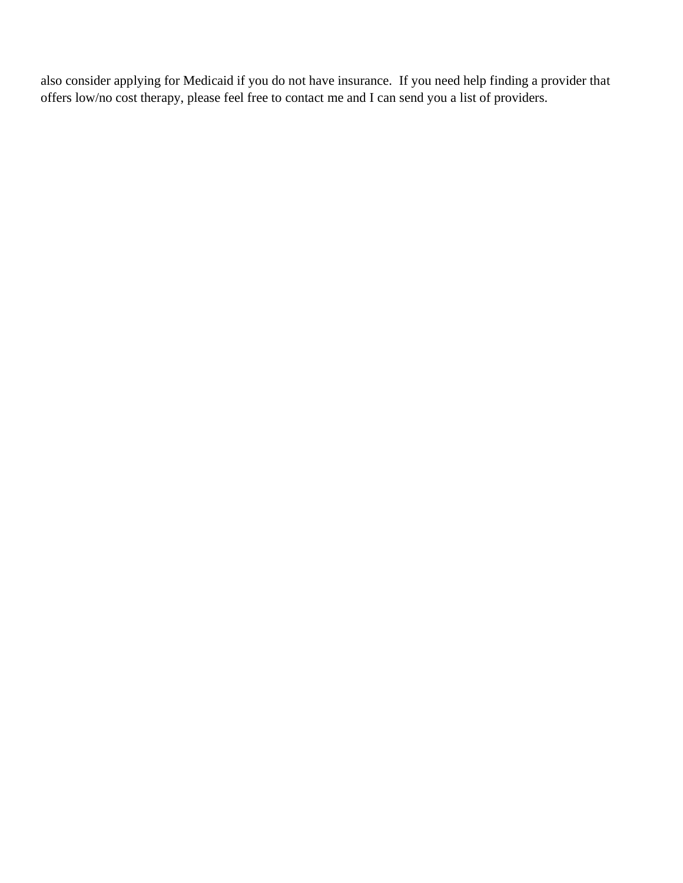also consider applying for Medicaid if you do not have insurance. If you need help finding a provider that offers low/no cost therapy, please feel free to contact me and I can send you a list of providers.